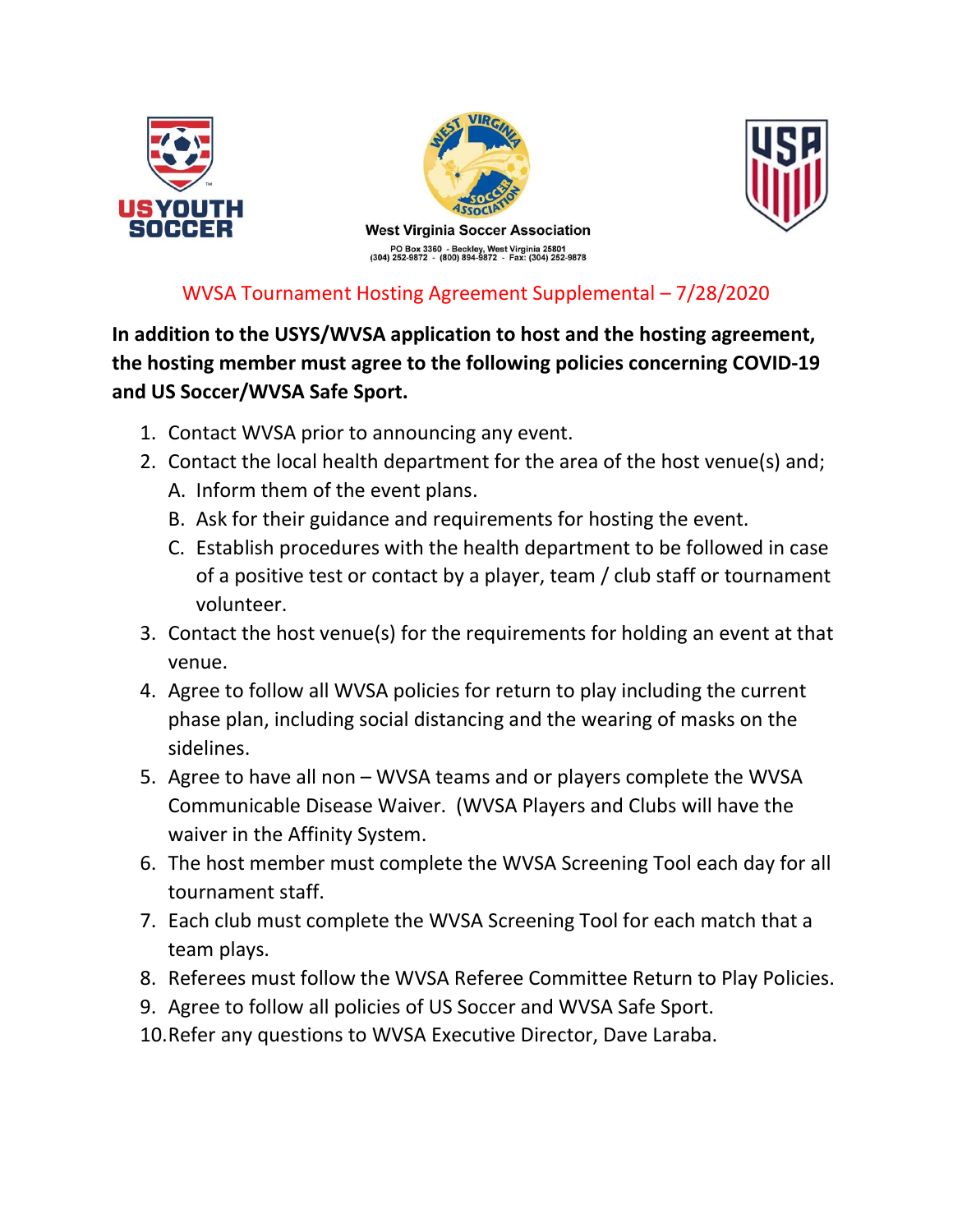West Virginia Soccer Association

PO Box 3360 - Beckley, West Virginia 25801
(304) 252-9872 - (800) 894-9872 - Fax: (304) 252-9878

## WVSA Tournament Hosting Agreement Supplemental – 7/28/2020

**In addition to the USYS/WVSA application to host and the hosting agreement, the hosting member must agree to the following policies concerning COVID-19 and US Soccer/WVSA Safe Sport.**

1. Contact WVSA prior to announcing any event.
2. Contact the local health department for the area of the host venue(s) and;
   A. Inform them of the event plans.
   B. Ask for their guidance and requirements for hosting the event.
   C. Establish procedures with the health department to be followed in case of a positive test or contact by a player, team / club staff or tournament volunteer.
3. Contact the host venue(s) for the requirements for holding an event at that venue.
4. Agree to follow all WVSA policies for return to play including the current phase plan, including social distancing and the wearing of masks on the sidelines.
5. Agree to have all non – WVSA teams and or players complete the WVSA Communicable Disease Waiver. (WVSA Players and Clubs will have the waiver in the Affinity System.
6. The host member must complete the WVSA Screening Tool each day for all tournament staff.
7. Each club must complete the WVSA Screening Tool for each match that a team plays.
8. Referees must follow the WVSA Referee Committee Return to Play Policies.
9. Agree to follow all policies of US Soccer and WVSA Safe Sport.
10. Refer any questions to WVSA Executive Director, Dave Laraba.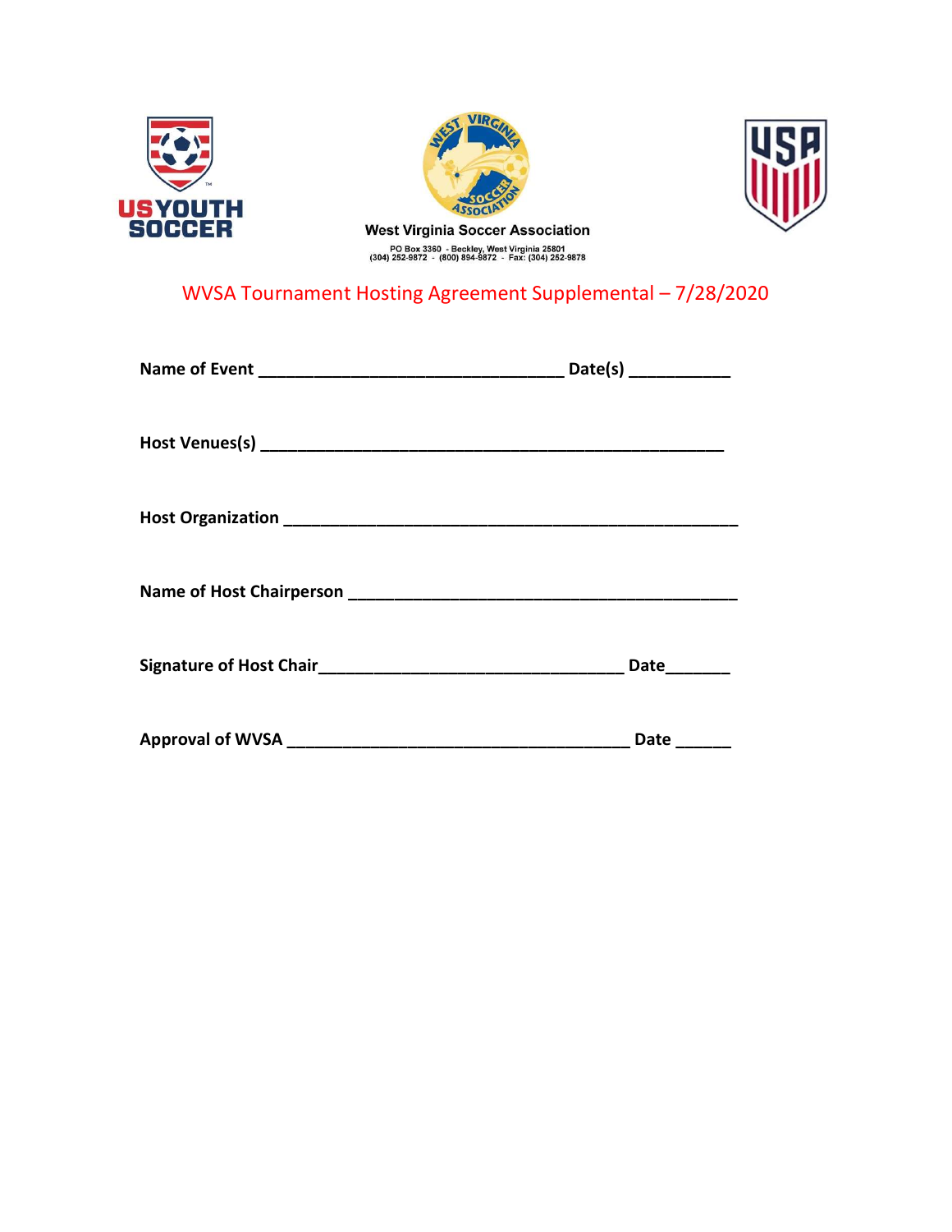West Virginia Soccer Association

PO Box 3360 - Beckley, West Virginia 25801
(304) 252-9872 - (800) 894-9872 - Fax: (304) 252-9878

## WVSA Tournament Hosting Agreement Supplemental – 7/28/2020

**Name of Event** _________________________________ **Date(s)** ___________

**Host Venues(s)** __________________________________________________

**Host Organization** _________________________________________________

**Name of Host Chairperson** ___________________________________________

**Signature of Host Chair**_________________________________ **Date**_______

**Approval of WVSA** _____________________________________ **Date** ______